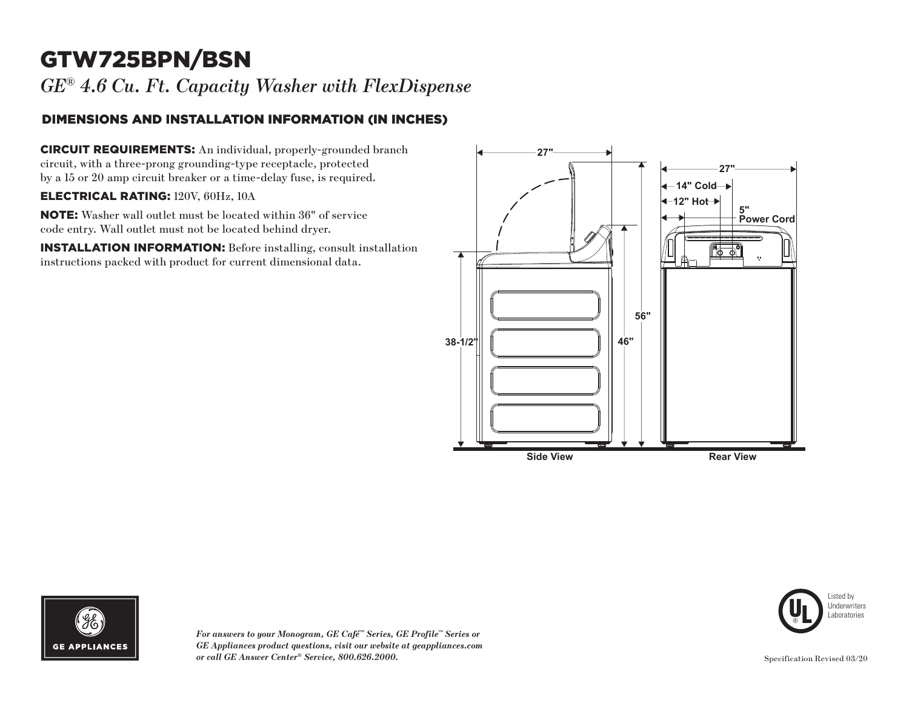# GTW725BPN/BSN

*GE® 4.6 Cu. Ft. Capacity Washer with FlexDispense*

## DIMENSIONS AND INSTALLATION INFORMATION (IN INCHES)

**CIRCUIT REQUIREMENTS:** An individual, properly-grounded branch circuit, with a three-prong grounding-type receptacle, protected by a 15 or 20 amp circuit breaker or a time-delay fuse, is required.

**ELECTRICAL RATING:** 120V, 60Hz, 10A

**NOTE:** Washer wall outlet must be located within 36" of service code entry. Wall outlet must not be located behind dryer.

**INSTALLATION INFORMATION:** Before installing, consult installation instructions packed with product for current dimensional data.

27"

27"

14" Cold

12" Hot

5" Power Cord

56"

46"

38-1/2"

Side View

Rear View

GE APPLIANCES

*For answers to your Monogram, GE Café™ Series, GE Profile™ Series or GE Appliances product questions, visit our website at geappliances.com or call GE Answer Center® Service, 800.626.2000.*

Listed by Underwriters Laboratories

Specification Revised 03/20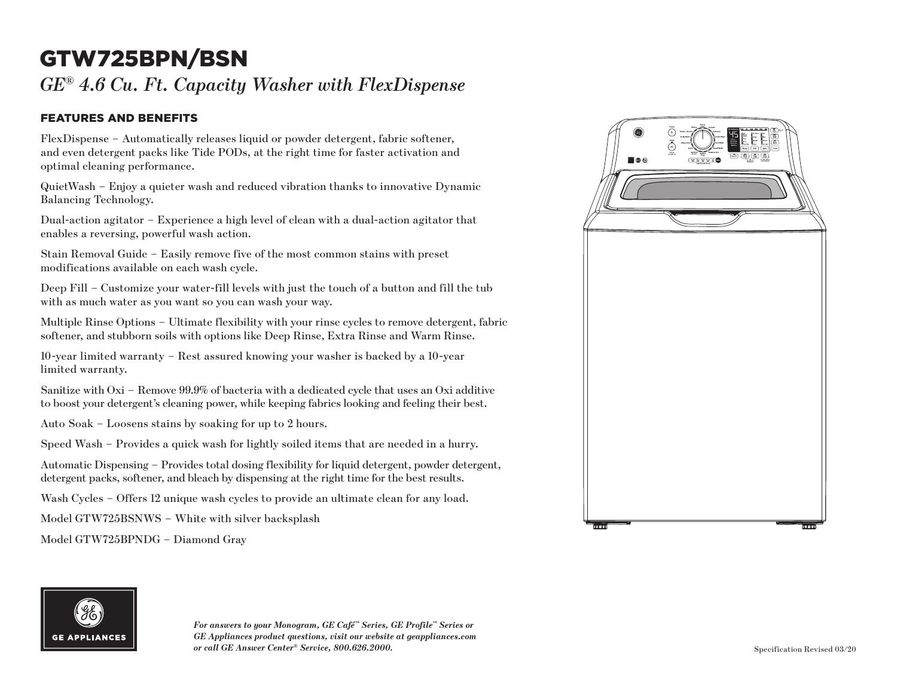# GTW725BPN/BSN

*GE® 4.6 Cu. Ft. Capacity Washer with FlexDispense*

## FEATURES AND BENEFITS

FlexDispense – Automatically releases liquid or powder detergent, fabric softener, and even detergent packs like Tide PODs, at the right time for faster activation and optimal cleaning performance.

QuietWash – Enjoy a quieter wash and reduced vibration thanks to innovative Dynamic Balancing Technology.

Dual-action agitator – Experience a high level of clean with a dual-action agitator that enables a reversing, powerful wash action.

Stain Removal Guide – Easily remove five of the most common stains with preset modifications available on each wash cycle.

Deep Fill – Customize your water-fill levels with just the touch of a button and fill the tub with as much water as you want so you can wash your way.

Multiple Rinse Options – Ultimate flexibility with your rinse cycles to remove detergent, fabric softener, and stubborn soils with options like Deep Rinse, Extra Rinse and Warm Rinse.

10-year limited warranty – Rest assured knowing your washer is backed by a 10-year limited warranty.

Sanitize with Oxi – Remove 99.9% of bacteria with a dedicated cycle that uses an Oxi additive to boost your detergent's cleaning power, while keeping fabrics looking and feeling their best.

Auto Soak – Loosens stains by soaking for up to 2 hours.

Speed Wash – Provides a quick wash for lightly soiled items that are needed in a hurry.

Automatic Dispensing – Provides total dosing flexibility for liquid detergent, powder detergent, detergent packs, softener, and bleach by dispensing at the right time for the best results.

Wash Cycles – Offers 12 unique wash cycles to provide an ultimate clean for any load.

Model GTW725BSNWS – White with silver backsplash

Model GTW725BPNDG – Diamond Gray

GE APPLIANCES

***For answers to your Monogram, GE Café™ Series, GE Profile™ Series or GE Appliances product questions, visit our website at geappliances.com or call GE Answer Center® Service, 800.626.2000.***

Specification Revised 03/20